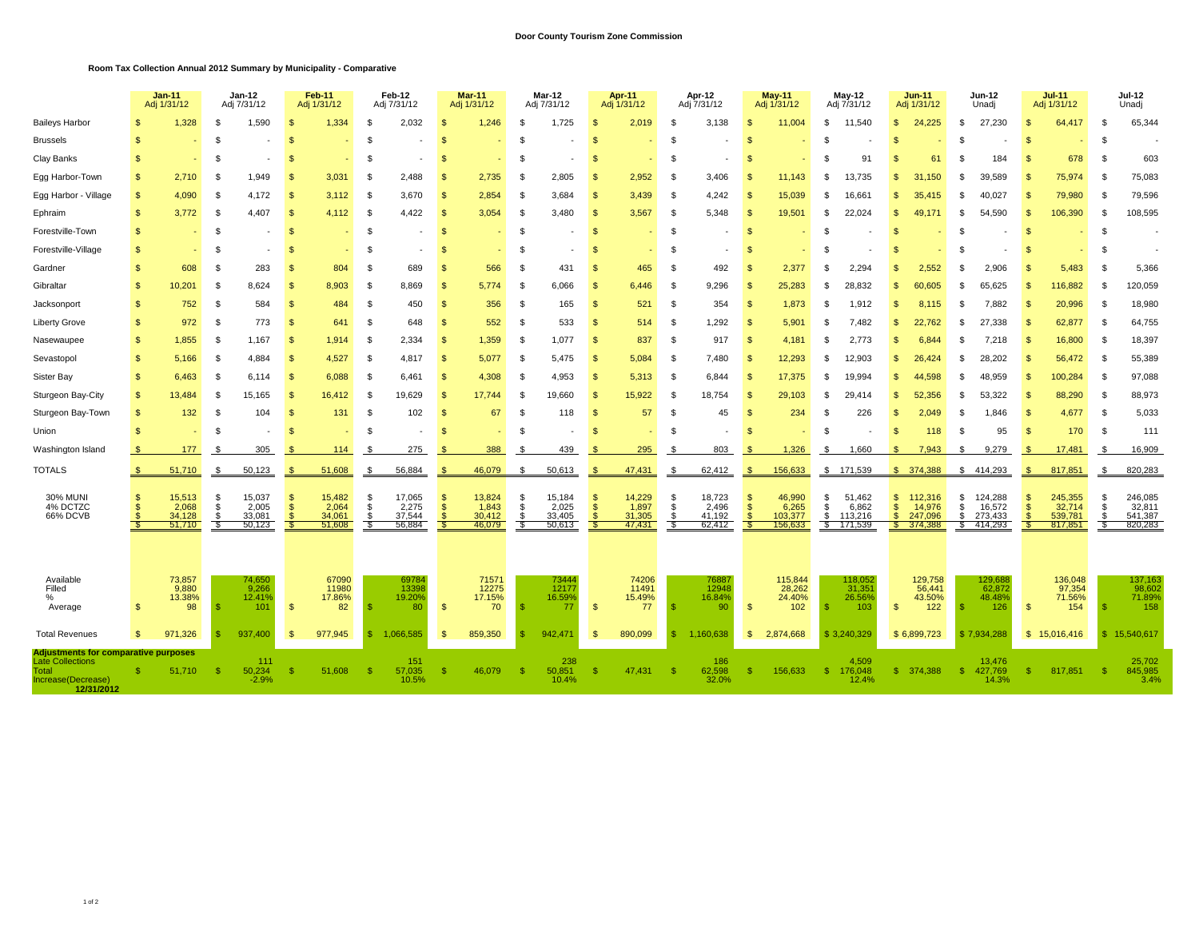## Door County Tourism Zone Commission

### Room Tax Collection Annual 2012 Summary by Municipality - Comparative

| | Jan-11 Adj 1/31/12 | Jan-12 Adj 7/31/12 | Feb-11 Adj 1/31/12 | Feb-12 Adj 7/31/12 | Mar-11 Adj 1/31/12 | Mar-12 Adj 7/31/12 | Apr-11 Adj 1/31/12 | Apr-12 Adj 7/31/12 | May-11 Adj 1/31/12 | May-12 Adj 7/31/12 | Jun-11 Adj 1/31/12 | Jun-12 Unadj | Jul-11 Adj 1/31/12 | Jul-12 Unadj |
|---|---|---|---|---|---|---|---|---|---|---|---|---|---|---|
| Baileys Harbor | $ 1,328 | $ 1,590 | $ 1,334 | $ 2,032 | $ 1,246 | $ 1,725 | $ 2,019 | $ 3,138 | $ 11,004 | $ 11,540 | $ 24,225 | $ 27,230 | $ 64,417 | $ 65,344 |
| Brussels | $ - | $ - | $ - | $ - | $ - | $ - | $ - | $ - | $ - | $ - | $ - | $ - | $ - | $ - |
| Clay Banks | $ - | $ - | $ - | $ - | $ - | $ - | $ - | $ - | $ - | $ 91 | $ 61 | $ 184 | $ 678 | $ 603 |
| Egg Harbor-Town | $ 2,710 | $ 1,949 | $ 3,031 | $ 2,488 | $ 2,735 | $ 2,805 | $ 2,952 | $ 3,406 | $ 11,143 | $ 13,735 | $ 31,150 | $ 39,589 | $ 75,974 | $ 75,083 |
| Egg Harbor - Village | $ 4,090 | $ 4,172 | $ 3,112 | $ 3,670 | $ 2,854 | $ 3,684 | $ 3,439 | $ 4,242 | $ 15,039 | $ 16,661 | $ 35,415 | $ 40,027 | $ 79,980 | $ 79,596 |
| Ephraim | $ 3,772 | $ 4,407 | $ 4,112 | $ 4,422 | $ 3,054 | $ 3,480 | $ 3,567 | $ 5,348 | $ 19,501 | $ 22,024 | $ 49,171 | $ 54,590 | $ 106,390 | $ 108,595 |
| Forestville-Town | $ - | $ - | $ - | $ - | $ - | $ - | $ - | $ - | $ - | $ - | $ - | $ - | $ - | $ - |
| Forestville-Village | $ - | $ - | $ - | $ - | $ - | $ - | $ - | $ - | $ - | $ - | $ - | $ - | $ - | $ - |
| Gardner | $ 608 | $ 283 | $ 804 | $ 689 | $ 566 | $ 431 | $ 465 | $ 492 | $ 2,377 | $ 2,294 | $ 2,552 | $ 2,906 | $ 5,483 | $ 5,366 |
| Gibraltar | $ 10,201 | $ 8,624 | $ 8,903 | $ 8,869 | $ 5,774 | $ 6,066 | $ 6,446 | $ 9,296 | $ 25,283 | $ 28,832 | $ 60,605 | $ 65,625 | $ 116,882 | $ 120,059 |
| Jacksonport | $ 752 | $ 584 | $ 484 | $ 450 | $ 356 | $ 165 | $ 521 | $ 354 | $ 1,873 | $ 1,912 | $ 8,115 | $ 7,882 | $ 20,996 | $ 18,980 |
| Liberty Grove | $ 972 | $ 773 | $ 641 | $ 648 | $ 552 | $ 533 | $ 514 | $ 1,292 | $ 5,901 | $ 7,482 | $ 22,762 | $ 27,338 | $ 62,877 | $ 64,755 |
| Nasewaupee | $ 1,855 | $ 1,167 | $ 1,914 | $ 2,334 | $ 1,359 | $ 1,077 | $ 837 | $ 917 | $ 4,181 | $ 2,773 | $ 6,844 | $ 7,218 | $ 16,800 | $ 18,397 |
| Sevastopol | $ 5,166 | $ 4,884 | $ 4,527 | $ 4,817 | $ 5,077 | $ 5,475 | $ 5,084 | $ 7,480 | $ 12,293 | $ 12,903 | $ 26,424 | $ 28,202 | $ 56,472 | $ 55,389 |
| Sister Bay | $ 6,463 | $ 6,114 | $ 6,088 | $ 6,461 | $ 4,308 | $ 4,953 | $ 5,313 | $ 6,844 | $ 17,375 | $ 19,994 | $ 44,598 | $ 48,959 | $ 100,284 | $ 97,088 |
| Sturgeon Bay-City | $ 13,484 | $ 15,165 | $ 16,412 | $ 19,629 | $ 17,744 | $ 19,660 | $ 15,922 | $ 18,754 | $ 29,103 | $ 29,414 | $ 52,356 | $ 53,322 | $ 88,290 | $ 88,973 |
| Sturgeon Bay-Town | $ 132 | $ 104 | $ 131 | $ 102 | $ 67 | $ 118 | $ 57 | $ 45 | $ 234 | $ 226 | $ 2,049 | $ 1,846 | $ 4,677 | $ 5,033 |
| Union | $ - | $ - | $ - | $ - | $ - | $ - | $ - | $ - | $ - | $ - | $ 118 | $ 95 | $ 170 | $ 111 |
| Washington Island | $ 177 | $ 305 | $ 114 | $ 275 | $ 388 | $ 439 | $ 295 | $ 803 | $ 1,326 | $ 1,660 | $ 7,943 | $ 9,279 | $ 17,481 | $ 16,909 |
| TOTALS | $ 51,710 | $ 50,123 | $ 51,608 | $ 56,884 | $ 46,079 | $ 50,613 | $ 47,431 | $ 62,412 | $ 156,633 | $ 171,539 | $ 374,388 | $ 414,293 | $ 817,851 | $ 820,283 |
| 30% MUNI | $ 15,513 | $ 15,037 | $ 15,482 | $ 17,065 | $ 13,824 | $ 15,184 | $ 14,229 | $ 18,723 | $ 46,990 | $ 51,462 | $ 112,316 | $ 124,288 | $ 245,355 | $ 246,085 |
| 4% DCTZC | $ 2,068 | $ 2,005 | $ 2,064 | $ 2,275 | $ 1,843 | $ 2,025 | $ 1,897 | $ 2,496 | $ 6,265 | $ 6,862 | $ 14,976 | $ 16,572 | $ 32,714 | $ 32,811 |
| 66% DCVB | $ 34,128 | $ 33,081 | $ 34,061 | $ 37,544 | $ 30,412 | $ 33,405 | $ 31,305 | $ 41,192 | $ 103,377 | $ 113,216 | $ 247,096 | $ 273,433 | $ 539,781 | $ 541,387 |
| | $ 51,710 | $ 50,123 | $ 51,608 | $ 56,884 | $ 46,079 | $ 50,613 | $ 47,431 | $ 62,412 | $ 156,633 | $ 171,539 | $ 374,388 | $ 414,293 | $ 817,851 | $ 820,283 |
| Available | 73,857 | 74,650 | 67090 | 69784 | 71571 | 73444 | 74206 | 76887 | 115,844 | 118,052 | 129,758 | 129,688 | 136,048 | 137,163 |
| Filled | 9,880 | 9,266 | 11980 | 13398 | 12275 | 12177 | 11491 | 12948 | 28,262 | 31,351 | 56,441 | 62,872 | 97,354 | 98,602 |
| % | 13.38% | 12.41% | 17.86% | 19.20% | 17.15% | 16.59% | 15.49% | 16.84% | 24.40% | 26.56% | 43.50% | 48.48% | 71.56% | 71.89% |
| Average | $ 98 | $ 101 | $ 82 | $ 80 | $ 70 | $ 77 | $ 77 | $ 90 | $ 102 | $ 103 | $ 122 | $ 126 | $ 154 | $ 158 |
| Total Revenues | $ 971,326 | $ 937,400 | $ 977,945 | $ 1,066,585 | $ 859,350 | $ 942,471 | $ 890,099 | $ 1,160,638 | $ 2,874,668 | $ 3,240,329 | $ 6,899,723 | $ 7,934,288 | $ 15,016,416 | $ 15,540,617 |
| **Adjustments for comparative purposes** | | | | | | | | | | | | | | |
| Late Collections | | 111 | | 151 | | 238 | | 186 | | 4,509 | | 13,476 | | 25,702 |
| Total | $ 51,710 | $ 50,234 | $ 51,608 | $ 57,035 | $ 46,079 | $ 50,851 | $ 47,431 | $ 62,598 | $ 156,633 | $ 176,048 | $ 374,388 | $ 427,769 | $ 817,851 | $ 845,985 |
| Increase(Decrease) 12/31/2012 | | -2.9% | | 10.5% | | 10.4% | | 32.0% | | 12.4% | | 14.3% | | 3.4% |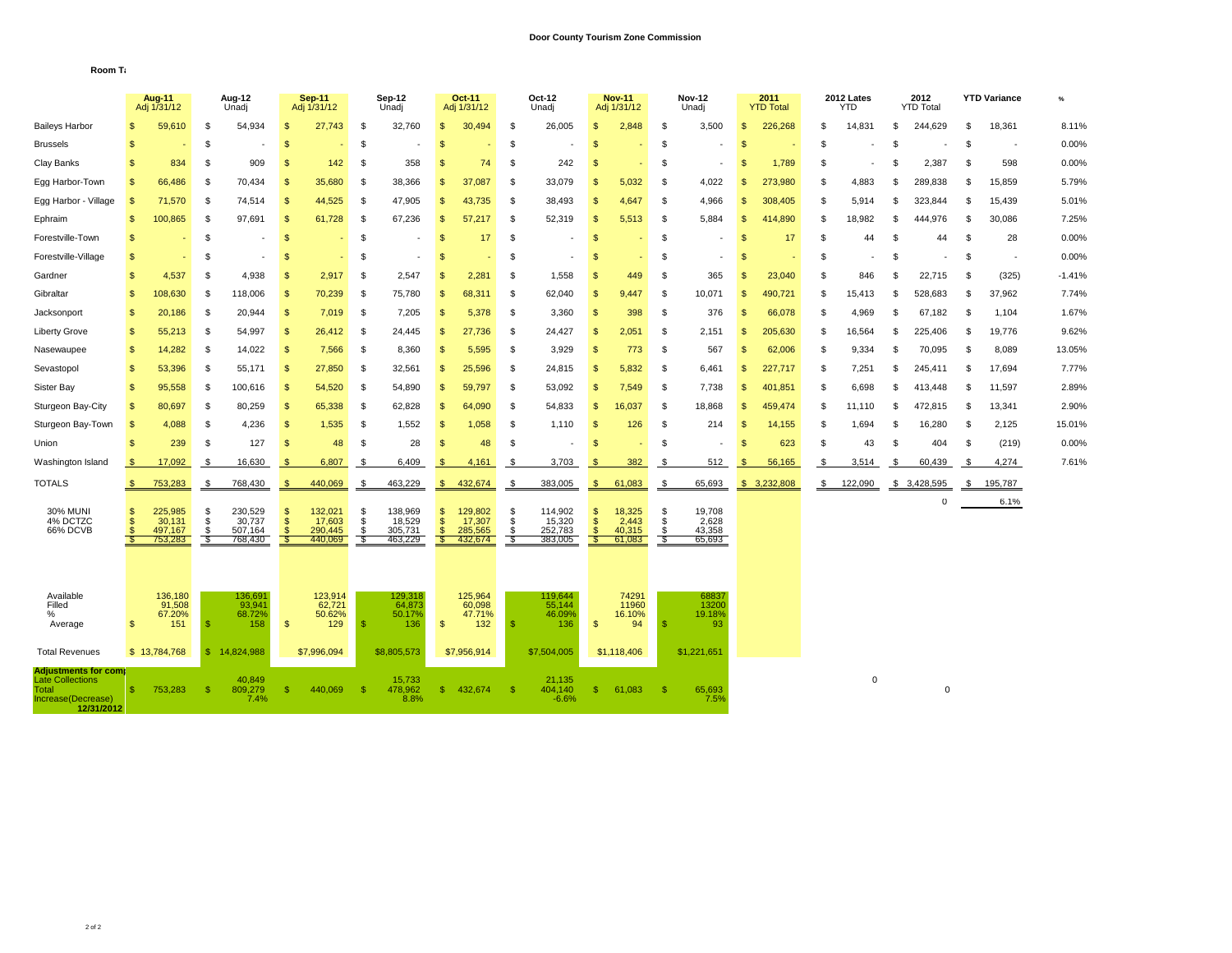**Door County Tourism Zone Commission**

**Room Ta**

| | Aug-11 Adj 1/31/12 | Aug-12 Unadj | Sep-11 Adj 1/31/12 | Sep-12 Unadj | Oct-11 Adj 1/31/12 | Oct-12 Unadj | Nov-11 Adj 1/31/12 | Nov-12 Unadj | 2011 YTD Total | 2012 Lates YTD | 2012 YTD Total | YTD Variance | % |
|---|---|---|---|---|---|---|---|---|---|---|---|---|---|
| Baileys Harbor | $ 59,610 | $ 54,934 | $ 27,743 | $ 32,760 | $ 30,494 | $ 26,005 | $ 2,848 | $ 3,500 | $ 226,268 | $ 14,831 | $ 244,629 | $ 18,361 | 8.11% |
| Brussels | $ - | $ - | $ - | $ - | $ - | $ - | $ - | $ - | $ - | $ - | $ - | $ - | 0.00% |
| Clay Banks | $ 834 | $ 909 | $ 142 | $ 358 | $ 74 | $ 242 | $ - | $ - | $ 1,789 | $ - | $ 2,387 | $ 598 | 0.00% |
| Egg Harbor-Town | $ 66,486 | $ 70,434 | $ 35,680 | $ 38,366 | $ 37,087 | $ 33,079 | $ 5,032 | $ 4,022 | $ 273,980 | $ 4,883 | $ 289,838 | $ 15,859 | 5.79% |
| Egg Harbor - Village | $ 71,570 | $ 74,514 | $ 44,525 | $ 47,905 | $ 43,735 | $ 38,493 | $ 4,647 | $ 4,966 | $ 308,405 | $ 5,914 | $ 323,844 | $ 15,439 | 5.01% |
| Ephraim | $ 100,865 | $ 97,691 | $ 61,728 | $ 67,236 | $ 57,217 | $ 52,319 | $ 5,513 | $ 5,884 | $ 414,890 | $ 18,982 | $ 444,976 | $ 30,086 | 7.25% |
| Forestville-Town | $ - | $ - | $ - | $ - | $ 17 | $ - | $ - | $ - | $ 17 | $ 44 | $ 44 | $ 28 | 0.00% |
| Forestville-Village | $ - | $ - | $ - | $ - | $ - | $ - | $ - | $ - | $ - | $ - | $ - | $ - | 0.00% |
| Gardner | $ 4,537 | $ 4,938 | $ 2,917 | $ 2,547 | $ 2,281 | $ 1,558 | $ 449 | $ 365 | $ 23,040 | $ 846 | $ 22,715 | $ (325) | -1.41% |
| Gibraltar | $ 108,630 | $ 118,006 | $ 70,239 | $ 75,780 | $ 68,311 | $ 62,040 | $ 9,447 | $ 10,071 | $ 490,721 | $ 15,413 | $ 528,683 | $ 37,962 | 7.74% |
| Jacksonport | $ 20,186 | $ 20,944 | $ 7,019 | $ 7,205 | $ 5,378 | $ 3,360 | $ 398 | $ 376 | $ 66,078 | $ 4,969 | $ 67,182 | $ 1,104 | 1.67% |
| Liberty Grove | $ 55,213 | $ 54,997 | $ 26,412 | $ 24,445 | $ 27,736 | $ 24,427 | $ 2,051 | $ 2,151 | $ 205,630 | $ 16,564 | $ 225,406 | $ 19,776 | 9.62% |
| Nasewaupee | $ 14,282 | $ 14,022 | $ 7,566 | $ 8,360 | $ 5,595 | $ 3,929 | $ 773 | $ 567 | $ 62,006 | $ 9,334 | $ 70,095 | $ 8,089 | 13.05% |
| Sevastopol | $ 53,396 | $ 55,171 | $ 27,850 | $ 32,561 | $ 25,596 | $ 24,815 | $ 5,832 | $ 6,461 | $ 227,717 | $ 7,251 | $ 245,411 | $ 17,694 | 7.77% |
| Sister Bay | $ 95,558 | $ 100,616 | $ 54,520 | $ 54,890 | $ 59,797 | $ 53,092 | $ 7,549 | $ 7,738 | $ 401,851 | $ 6,698 | $ 413,448 | $ 11,597 | 2.89% |
| Sturgeon Bay-City | $ 80,697 | $ 80,259 | $ 65,338 | $ 62,828 | $ 64,090 | $ 54,833 | $ 16,037 | $ 18,868 | $ 459,474 | $ 11,110 | $ 472,815 | $ 13,341 | 2.90% |
| Sturgeon Bay-Town | $ 4,088 | $ 4,236 | $ 1,535 | $ 1,552 | $ 1,058 | $ 1,110 | $ 126 | $ 214 | $ 14,155 | $ 1,694 | $ 16,280 | $ 2,125 | 15.01% |
| Union | $ 239 | $ 127 | $ 48 | $ 28 | $ 48 | $ - | $ - | $ - | $ 623 | $ 43 | $ 404 | $ (219) | 0.00% |
| Washington Island | $ 17,092 | $ 16,630 | $ 6,807 | $ 6,409 | $ 4,161 | $ 3,703 | $ 382 | $ 512 | $ 56,165 | $ 3,514 | $ 60,439 | $ 4,274 | 7.61% |
| TOTALS | $ 753,283 | $ 768,430 | $ 440,069 | $ 463,229 | $ 432,674 | $ 383,005 | $ 61,083 | $ 65,693 | $ 3,232,808 | $ 122,090 | $ 3,428,595 | $ 195,787 | |
| | | | | | | | | | | | 0 | | 6.1% |
| 30% MUNI | $ 225,985 | $ 230,529 | $ 132,021 | $ 138,969 | $ 129,802 | $ 114,902 | $ 18,325 | $ 19,708 | | | | | |
| 4% DCTZC | $ 30,131 | $ 30,737 | $ 17,603 | $ 18,529 | $ 17,307 | $ 15,320 | $ 2,443 | $ 2,628 | | | | | |
| 66% DCVB | $ 497,167 | $ 507,164 | $ 290,445 | $ 305,731 | $ 285,565 | $ 252,783 | $ 40,315 | $ 43,358 | | | | | |
| | $ 753,283 | $ 768,430 | $ 440,069 | $ 463,229 | $ 432,674 | $ 383,005 | $ 61,083 | $ 65,693 | | | | | |
| Available | 136,180 | 136,691 | 123,914 | 129,318 | 125,964 | 119,644 | 74291 | 68837 | | | | | |
| Filled | 91,508 | 93,941 | 62,721 | 64,873 | 60,098 | 55,144 | 11960 | 13200 | | | | | |
| % | 67.20% | 68.72% | 50.62% | 50.17% | 47.71% | 46.09% | 16.10% | 19.18% | | | | | |
| Average | $ 151 | $ 158 | $ 129 | $ 136 | $ 132 | $ 136 | $ 94 | $ 93 | | | | | |
| Total Revenues | $ 13,784,768 | $ 14,824,988 | $7,996,094 | $8,805,573 | $7,956,914 | $7,504,005 | $1,118,406 | $1,221,651 | | | | | |
| **Adjustments for com** | | | | | | | | | | | | | |
| Late Collections | | 40,849 | | 15,733 | | 21,135 | | | | 0 | | | |
| Total | $ 753,283 | $ 809,279 | $ 440,069 | $ 478,962 | $ 432,674 | $ 404,140 | $ 61,083 | $ 65,693 | | | 0 | | |
| Increase(Decrease) | | 7.4% | | 8.8% | | -6.6% | | 7.5% | | | | | |
| 12/31/2012 | | | | | | | | | | | | | |